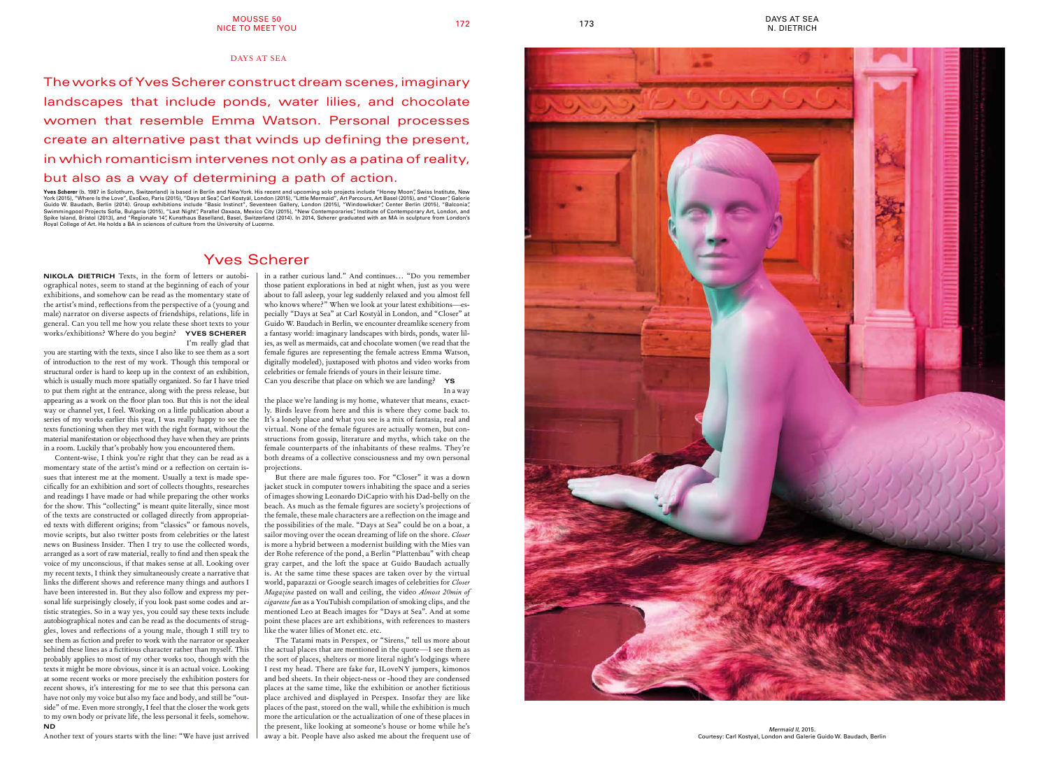DAYS AT SEA

The works of Yves Scherer construct dream scenes, imaginary landscapes that include ponds, water lilies, and chocolate women that resemble Emma Watson. Personal processes create an alternative past that winds up defining the present, in which romanticism intervenes not only as a patina of reality, but also as a way of determining a path of action.

**Yves Scherer** (b. 1987 in Solothurn, Switzerland) is based in Berlin and New York. His recent and upcoming solo projects include "Honey Moon", Swiss Institute, New York (2015), "Where Is the Love", ExoExo, Paris (2015), "Days at Sea", Carl Kostyál, London (2015), "Little Mermaid", Art Parcours, Art Basel (2015), and "Closer", Galerie Guido W. Baudach, Berlin (2014). Group exhibitions include "Basic Instinct", Seventeen Gallery, London (2015), "Windowlicker", Center Berlin (2015), "Balconia", Swimmingpool Projects Sofia, Bulgaria (2015), "Last Night", Parallel Oaxaca, Mexico City (2015), "New Contemporaries", Institute of Contemporary Art, London, and Spike Island, Bristol (2013), and "Regionale 14", Kunsthaus Baselland, Basel, Switzerland (2014). In 2014, Scherer graduated with an MA in sculpture from London's Royal College of Art. He holds a BA in sciences of culture from the University of Lucerne.

# Yves Scherer

**NIKOLA DIETRICH** Texts, in the form of letters or autobiographical notes, seem to stand at the beginning of each of your exhibitions, and somehow can be read as the momentary state of the artist's mind, reflections from the perspective of a (young and male) narrator on diverse aspects of friendships, relations, life in general. Can you tell me how you relate these short texts to your works/exhibitions? Where do you begin? **YVES SCHERER** I'm really glad that you are starting with the texts, since I also like to see them as a sort of introduction to the rest of my work. Though this temporal or structural order is hard to keep up in the context of an exhibition, which is usually much more spatially organized. So far I have tried to put them right at the entrance, along with the press release, but appearing as a work on the floor plan too. But this is not the ideal way or channel yet, I feel. Working on a little publication about a series of my works earlier this year, I was really happy to see the texts functioning when they met with the right format, without the material manifestation or objecthood they have when they are prints in a room. Luckily that's probably how you encountered them.

Content-wise, I think you're right that they can be read as a momentary state of the artist's mind or a reflection on certain issues that interest me at the moment. Usually a text is made specifically for an exhibition and sort of collects thoughts, researches and readings I have made or had while preparing the other works for the show. This "collecting" is meant quite literally, since most of the texts are constructed or collaged directly from appropriated texts with different origins; from "classics" or famous novels, movie scripts, but also twitter posts from celebrities or the latest news on Business Insider. Then I try to use the collected words, arranged as a sort of raw material, really to find and then speak the voice of my unconscious, if that makes sense at all. Looking over my recent texts, I think they simultaneously create a narrative that links the different shows and reference many things and authors I have been interested in. But they also follow and express my personal life surprisingly closely, if you look past some codes and artistic strategies. So in a way yes, you could say these texts include autobiographical notes and can be read as the documents of struggles, loves and reflections of a young male, though I still try to see them as fiction and prefer to work with the narrator or speaker behind these lines as a fictitious character rather than myself. This probably applies to most of my other works too, though with the texts it might be more obvious, since it is an actual voice. Looking at some recent works or more precisely the exhibition posters for recent shows, it's interesting for me to see that this persona can have not only my voice but also my face and body, and still be "outside" of me. Even more strongly, I feel that the closer the work gets to my own body or private life, the less personal it feels, somehow. **ND** Another text of yours starts with the line: "We have just arrived in a rather curious land." And continues… "Do you remember those patient explorations in bed at night when, just as you were about to fall asleep, your leg suddenly relaxed and you almost fell who knows where?" When we look at your latest exhibitions—especially "Days at Sea" at Carl Kostyál in London, and "Closer" at Guido W. Baudach in Berlin, we encounter dreamlike scenery from a fantasy world: imaginary landscapes with birds, ponds, water lilies, as well as mermaids, cat and chocolate women (we read that the female figures are representing the female actress Emma Watson, digitally modeled), juxtaposed with photos and video works from celebrities or female friends of yours in their leisure time. Can you describe that place on which we are landing? **YS** In a way the place we're landing is my home, whatever that means, exactly. Birds leave from here and this is where they come back to. It's a lonely place and what you see is a mix of fantasia, real and virtual. None of the female figures are actually women, but constructions from gossip, literature and myths, which take on the female counterparts of the inhabitants of these realms. They're both dreams of a collective consciousness and my own personal projections.

But there are male figures too. For "Closer" it was a down jacket stuck in computer towers inhabiting the space and a series of images showing Leonardo DiCaprio with his Dad-belly on the beach. As much as the female figures are society's projections of the female, these male characters are a reflection on the image and the possibilities of the male. "Days at Sea" could be on a boat, a sailor moving over the ocean dreaming of life on the shore. *Closer* is more a hybrid between a modernist building with the Mies van der Rohe reference of the pond, a Berlin "Plattenbau" with cheap gray carpet, and the loft the space at Guido Baudach actually is. At the same time these spaces are taken over by the virtual world, paparazzi or Google search images of celebrities for *Closer Magazine* pasted on wall and ceiling, the video *Almost 20min of cigarette fun* as a YouTubish compilation of smoking clips, and the mentioned Leo at Beach images for "Days at Sea". And at some point these places are art exhibitions, with references to masters like the water lilies of Monet etc. etc.

The Tatami mats in Perspex, or "Sirens," tell us more about the actual places that are mentioned in the quote—I see them as the sort of places, shelters or more literal night's lodgings where I rest my head. There are fake fur, ILoveNY jumpers, kimonos and bed sheets. In their object-ness or -hood they are condensed places at the same time, like the exhibition or another fictitious place archived and displayed in Perspex. Insofar they are like places of the past, stored on the wall, while the exhibition is much more the articulation or the actualization of one of these places in the present, like looking at someone's house or home while he's away a bit. People have also asked me about the frequent use of

*Mermaid II*, 2015.
Courtesy: Carl Kostyal, London and Galerie Guido W. Baudach, Berlin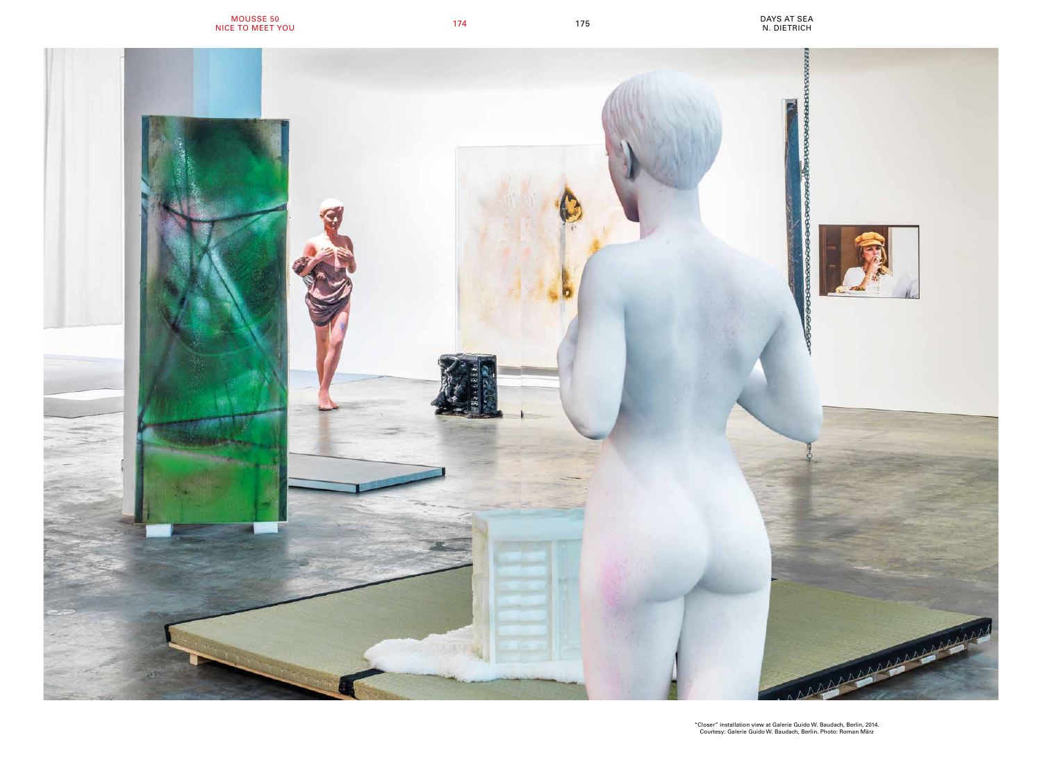"Closer" installation view at Galerie Guido W. Baudach, Berlin, 2014.
Courtesy: Galerie Guido W. Baudach, Berlin. Photo: Roman März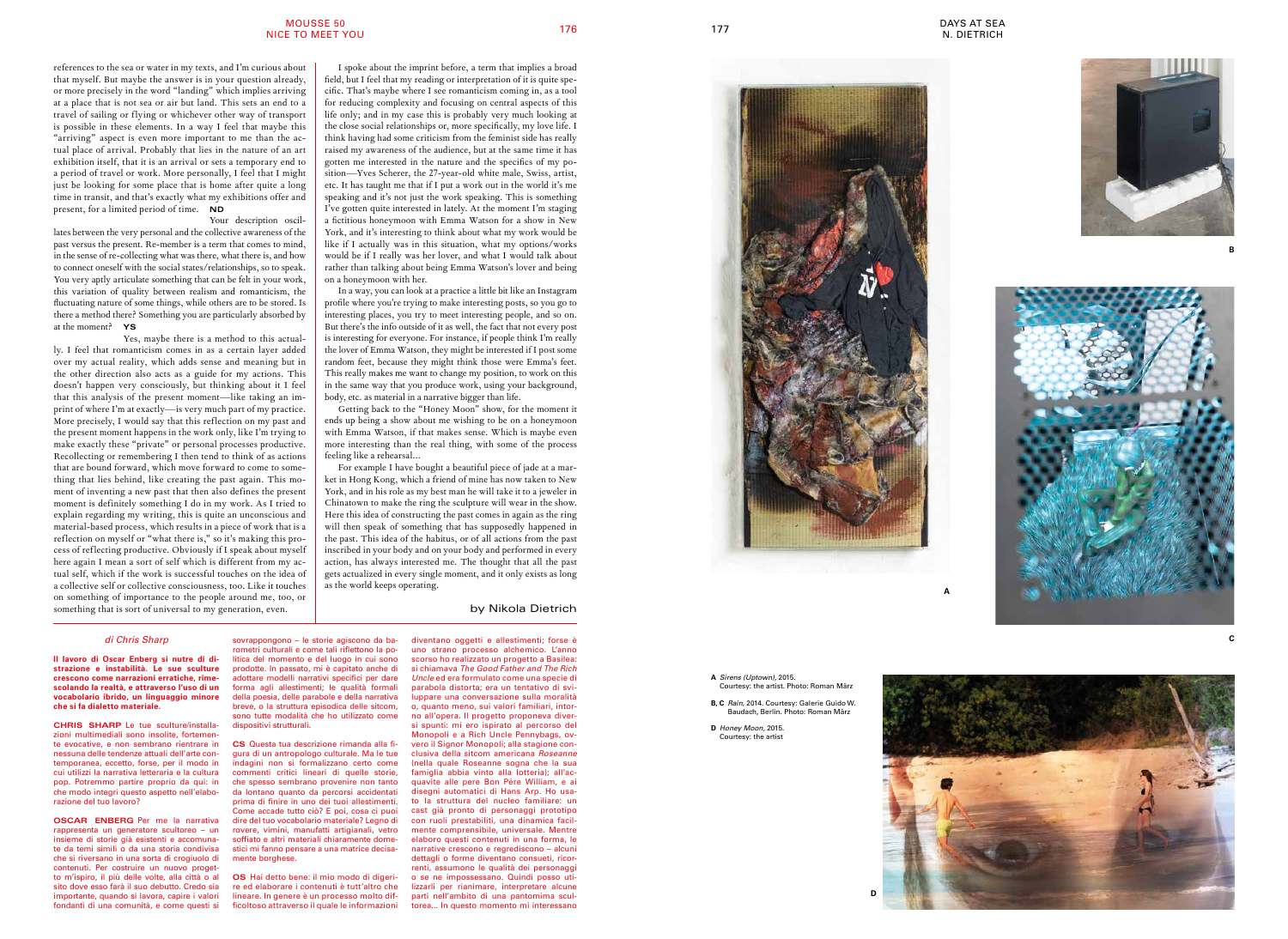references to the sea or water in my texts, and I'm curious about that myself. But maybe the answer is in your question already, or more precisely in the word "landing" which implies arriving at a place that is not sea or air but land. This sets an end to a travel of sailing or flying or whichever other way of transport is possible in these elements. In a way I feel that maybe this "arriving" aspect is even more important to me than the actual place of arrival. Probably that lies in the nature of an art exhibition itself, that it is an arrival or sets a temporary end to a period of travel or work. More personally, I feel that I might just be looking for some place that is home after quite a long time in transit, and that's exactly what my exhibitions offer and present, for a limited period of time.

**ND** Your description oscillates between the very personal and the collective awareness of the past versus the present. Re-member is a term that comes to mind, in the sense of re-collecting what was there, what there is, and how to connect oneself with the social states/relationships, so to speak. You very aptly articulate something that can be felt in your work, this variation of quality between realism and romanticism, the fluctuating nature of some things, while others are to be stored. Is there a method there? Something you are particularly absorbed by at the moment?

**YS** Yes, maybe there is a method to this actually. I feel that romanticism comes in as a certain layer added over my actual reality, which adds sense and meaning but in the other direction also acts as a guide for my actions. This doesn't happen very consciously, but thinking about it I feel that this analysis of the present moment—like taking an imprint of where I'm at exactly—is very much part of my practice. More precisely, I would say that this reflection on my past and the present moment happens in the work only, like I'm trying to make exactly these "private" or personal processes productive. Recollecting or remembering I then tend to think of as actions that are bound forward, which move forward to come to something that lies behind, like creating the past again. This moment of inventing a new past that then also defines the present moment is definitely something I do in my work. As I tried to explain regarding my writing, this is quite an unconscious and material-based process, which results in a piece of work that is a reflection on myself or "what there is," so it's making this process of reflecting productive. Obviously if I speak about myself here again I mean a sort of self which is different from my actual self, which if the work is successful touches on the idea of a collective self or collective consciousness, too. Like it touches on something of importance to the people around me, too, or something that is sort of universal to my generation, even.

I spoke about the imprint before, a term that implies a broad field, but I feel that my reading or interpretation of it is quite specific. That's maybe where I see romanticism coming in, as a tool for reducing complexity and focusing on central aspects of this life only; and in my case this is probably very much looking at the close social relationships or, more specifically, my love life. I think having had some criticism from the feminist side has really raised my awareness of the audience, but at the same time it has gotten me interested in the nature and the specifics of my position—Yves Scherer, the 27-year-old white male, Swiss, artist, etc. It has taught me that if I put a work out in the world it's me speaking and it's not just the work speaking. This is something I've gotten quite interested in lately. At the moment I'm staging a fictitious honeymoon with Emma Watson for a show in New York, and it's interesting to think about what my work would be like if I actually was in this situation, what my options/works would be if I really was her lover, and what I would talk about rather than talking about being Emma Watson's lover and being on a honeymoon with her.

In a way, you can look at a practice a little bit like an Instagram profile where you're trying to make interesting posts, so you go to interesting places, you try to meet interesting people, and so on. But there's the info outside of it as well, the fact that not every post is interesting for everyone. For instance, if people think I'm really the lover of Emma Watson, they might be interested if I post some random feet, because they might think those were Emma's feet. This really makes me want to change my position, to work on this in the same way that you produce work, using your background, body, etc. as material in a narrative bigger than life.

Getting back to the "Honey Moon" show, for the moment it ends up being a show about me wishing to be on a honeymoon with Emma Watson, if that makes sense. Which is maybe even more interesting than the real thing, with some of the process feeling like a rehearsal...

For example I have bought a beautiful piece of jade at a market in Hong Kong, which a friend of mine has now taken to New York, and in his role as my best man he will take it to a jeweler in Chinatown to make the ring the sculpture will wear in the show. Here this idea of constructing the past comes in again as the ring will then speak of something that has supposedly happened in the past. This idea of the habitus, or of all actions from the past inscribed in your body and on your body and performed in every action, has always interested me. The thought that all the past gets actualized in every single moment, and it only exists as long as the world keeps operating.

by Nikola Dietrich

*di Chris Sharp*

**Il lavoro di Oscar Enberg si nutre di distrazione e instabilità. Le sue sculture crescono come narrazioni erratiche, rimescolando la realtà, e attraverso l'uso di un vocabolario ibrido, un linguaggio minore che si fa dialetto materiale.**

**CHRIS SHARP** Le tue sculture/installazioni multimediali sono insolite, fortemente evocative, e non sembrano rientrare in nessuna delle tendenze attuali dell'arte contemporanea, eccetto, forse, per il modo in cui utilizzi la narrativa letteraria e la cultura pop. Potremmo partire proprio da qui: in che modo integri questo aspetto nell'elaborazione del tuo lavoro?

**OSCAR ENBERG** Per me la narrativa rappresenta un generatore scultoreo – un insieme di storie già esistenti e accomunate da temi simili o da una storia condivisa che si riversano in una sorta di crogiuolo di contenuti. Per costruire un nuovo progetto m'ispiro, il più delle volte, alla città o al sito dove esso farà il suo debutto. Credo sia importante, quando si lavora, capire i valori fondanti di una comunità, e come questi si sovrappongono – le storie agiscono da barometri culturali e come tali riflettono la politica del momento e del luogo in cui sono prodotte. In passato, mi è capitato anche di adottare modelli narrativi specifici per dare forma agli allestimenti; le qualità formali della poesia, delle parabole e della narrativa breve, o la struttura episodica delle sitcom, sono tutte modalità che ho utilizzato come dispositivi strutturali.

**CS** Questa tua descrizione rimanda alla figura di un antropologo culturale. Ma le tue indagini non si formalizzano certo come commenti critici lineari di quelle storie, che spesso sembrano provenire non tanto da lontano quanto da percorsi accidentati prima di finire in uno dei tuoi allestimenti. Come accade tutto ciò? E poi, cosa ci puoi dire del tuo vocabolario materiale? Legno di rovere, vimini, manufatti artigianali, vetro soffiato e altri materiali chiaramente domestici mi fanno pensare a una matrice decisamente borghese.

**OS** Hai detto bene: il mio modo di digerire ed elaborare i contenuti è tutt'altro che lineare. In genere è un processo molto difficoltoso attraverso il quale le informazioni diventano oggetti e allestimenti; forse è uno strano processo alchemico. L'anno scorso ho realizzato un progetto a Basilea: si chiamava *The Good Father and The Rich Uncle* ed era formulato come una specie di parabola distorta; era un tentativo di sviluppare una conversazione sulla moralità o, quanto meno, sui valori familiari, intorno all'opera. Il progetto proponeva diversi spunti: mi ero ispirato al percorso del Monopoli e a Rich Uncle Pennybags, ovvero il Signor Monopoli; alla stagione conclusiva della sitcom americana *Roseanne* (nella quale Roseanne sogna che la sua famiglia abbia vinto alla lotteria); all'acquavite alle pere Bon Père William, e ai disegni automatici di Hans Arp. Ho usato la struttura del nucleo familiare: un cast già pronto di personaggi prototipo con ruoli prestabiliti, una dinamica facilmente comprensibile, universale. Mentre elaboro questi contenuti in una forma, le narrative crescono e regrediscono – alcuni dettagli o forme diventano consueti, ricorrenti, assumono le qualità dei personaggi o se ne impossessano. Quindi posso utilizzarli per rianimare, interpretare alcune parti nell'ambito di una pantomima scultorea... In questo momento mi interessano

**A** *Sirens (Uptown)*, 2015. Courtesy: the artist. Photo: Roman März

**B, C** *Rain*, 2014. Courtesy: Galerie Guido W. Baudach, Berlin. Photo: Roman März

**D** *Honey Moon*, 2015. Courtesy: the artist